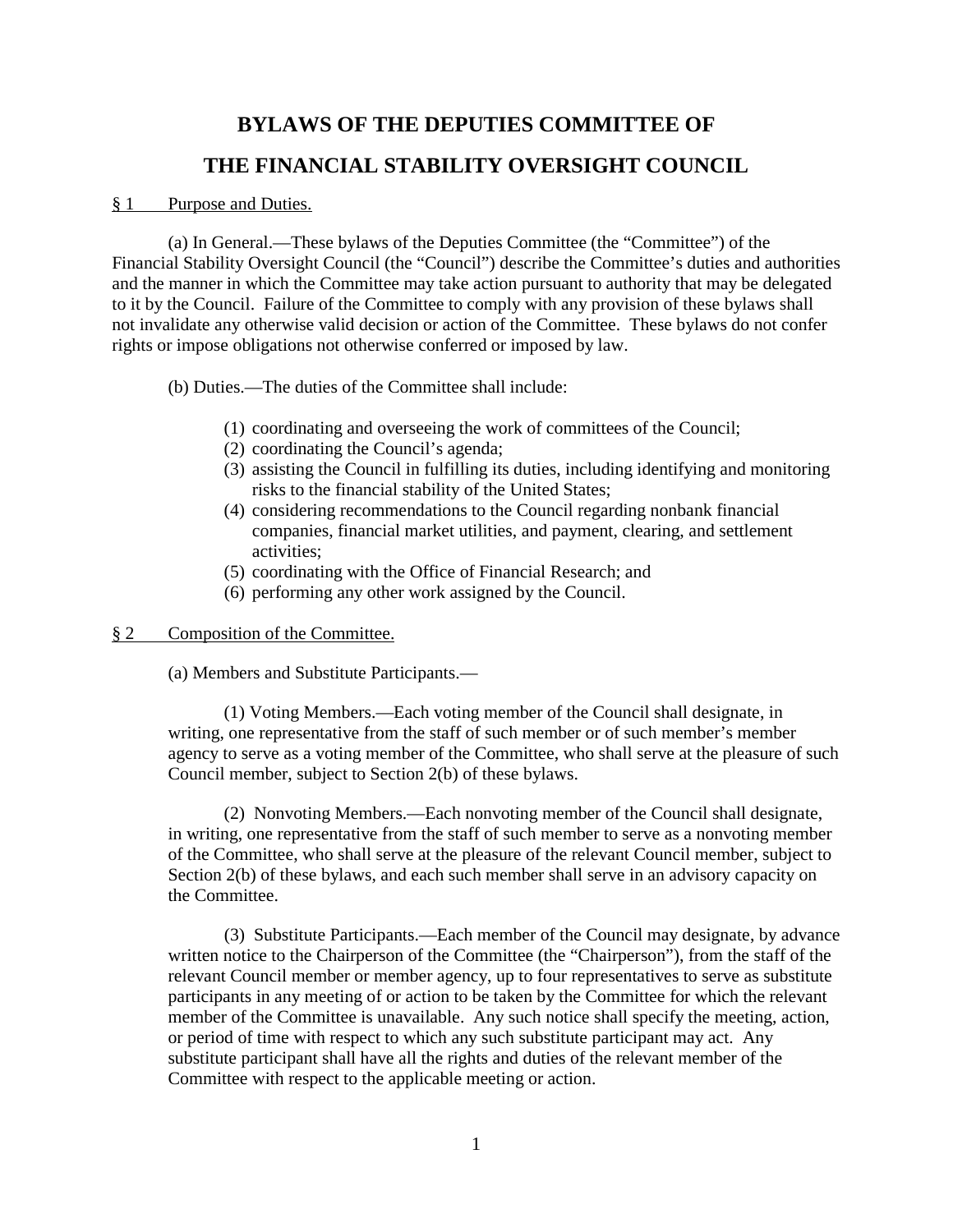# BYLAWS OF THE DEPUTIES COMMITTEE OF THE FINANCIAL STABILITY OVERSIGHT COUNCIL

## § 1 Purpose and Duties.

(a) In General.—These bylaws of the Deputies Committee (the "Committee") of the Financial Stability Oversight Council (the "Council") describe the Committee's duties and authorities and the manner in which the Committee may take action pursuant to authority that may be delegated to it by the Council. Failure of the Committee to comply with any provision of these bylaws shall not invalidate any otherwise valid decision or action of the Committee. These bylaws do not confer rights or impose obligations not otherwise conferred or imposed by law.

(b) Duties.—The duties of the Committee shall include:

(1) coordinating and overseeing the work of committees of the Council;
(2) coordinating the Council's agenda;
(3) assisting the Council in fulfilling its duties, including identifying and monitoring risks to the financial stability of the United States;
(4) considering recommendations to the Council regarding nonbank financial companies, financial market utilities, and payment, clearing, and settlement activities;
(5) coordinating with the Office of Financial Research; and
(6) performing any other work assigned by the Council.

## § 2 Composition of the Committee.

(a) Members and Substitute Participants.—

(1) Voting Members.—Each voting member of the Council shall designate, in writing, one representative from the staff of such member or of such member's member agency to serve as a voting member of the Committee, who shall serve at the pleasure of such Council member, subject to Section 2(b) of these bylaws.

(2) Nonvoting Members.—Each nonvoting member of the Council shall designate, in writing, one representative from the staff of such member to serve as a nonvoting member of the Committee, who shall serve at the pleasure of the relevant Council member, subject to Section 2(b) of these bylaws, and each such member shall serve in an advisory capacity on the Committee.

(3) Substitute Participants.—Each member of the Council may designate, by advance written notice to the Chairperson of the Committee (the "Chairperson"), from the staff of the relevant Council member or member agency, up to four representatives to serve as substitute participants in any meeting of or action to be taken by the Committee for which the relevant member of the Committee is unavailable. Any such notice shall specify the meeting, action, or period of time with respect to which any such substitute participant may act. Any substitute participant shall have all the rights and duties of the relevant member of the Committee with respect to the applicable meeting or action.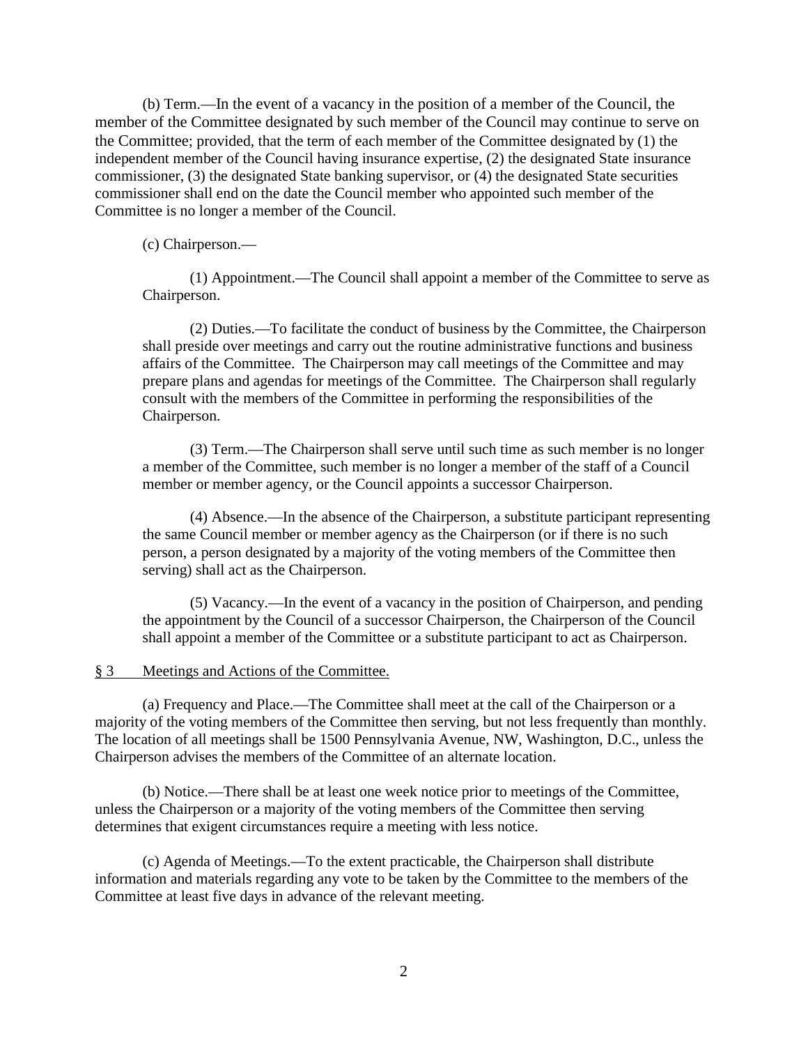(b) Term.—In the event of a vacancy in the position of a member of the Council, the member of the Committee designated by such member of the Council may continue to serve on the Committee; provided, that the term of each member of the Committee designated by (1) the independent member of the Council having insurance expertise, (2) the designated State insurance commissioner, (3) the designated State banking supervisor, or (4) the designated State securities commissioner shall end on the date the Council member who appointed such member of the Committee is no longer a member of the Council.

(c) Chairperson.—

(1) Appointment.—The Council shall appoint a member of the Committee to serve as Chairperson.

(2) Duties.—To facilitate the conduct of business by the Committee, the Chairperson shall preside over meetings and carry out the routine administrative functions and business affairs of the Committee. The Chairperson may call meetings of the Committee and may prepare plans and agendas for meetings of the Committee. The Chairperson shall regularly consult with the members of the Committee in performing the responsibilities of the Chairperson.

(3) Term.—The Chairperson shall serve until such time as such member is no longer a member of the Committee, such member is no longer a member of the staff of a Council member or member agency, or the Council appoints a successor Chairperson.

(4) Absence.—In the absence of the Chairperson, a substitute participant representing the same Council member or member agency as the Chairperson (or if there is no such person, a person designated by a majority of the voting members of the Committee then serving) shall act as the Chairperson.

(5) Vacancy.—In the event of a vacancy in the position of Chairperson, and pending the appointment by the Council of a successor Chairperson, the Chairperson of the Council shall appoint a member of the Committee or a substitute participant to act as Chairperson.

## § 3 Meetings and Actions of the Committee.

(a) Frequency and Place.—The Committee shall meet at the call of the Chairperson or a majority of the voting members of the Committee then serving, but not less frequently than monthly. The location of all meetings shall be 1500 Pennsylvania Avenue, NW, Washington, D.C., unless the Chairperson advises the members of the Committee of an alternate location.

(b) Notice.—There shall be at least one week notice prior to meetings of the Committee, unless the Chairperson or a majority of the voting members of the Committee then serving determines that exigent circumstances require a meeting with less notice.

(c) Agenda of Meetings.—To the extent practicable, the Chairperson shall distribute information and materials regarding any vote to be taken by the Committee to the members of the Committee at least five days in advance of the relevant meeting.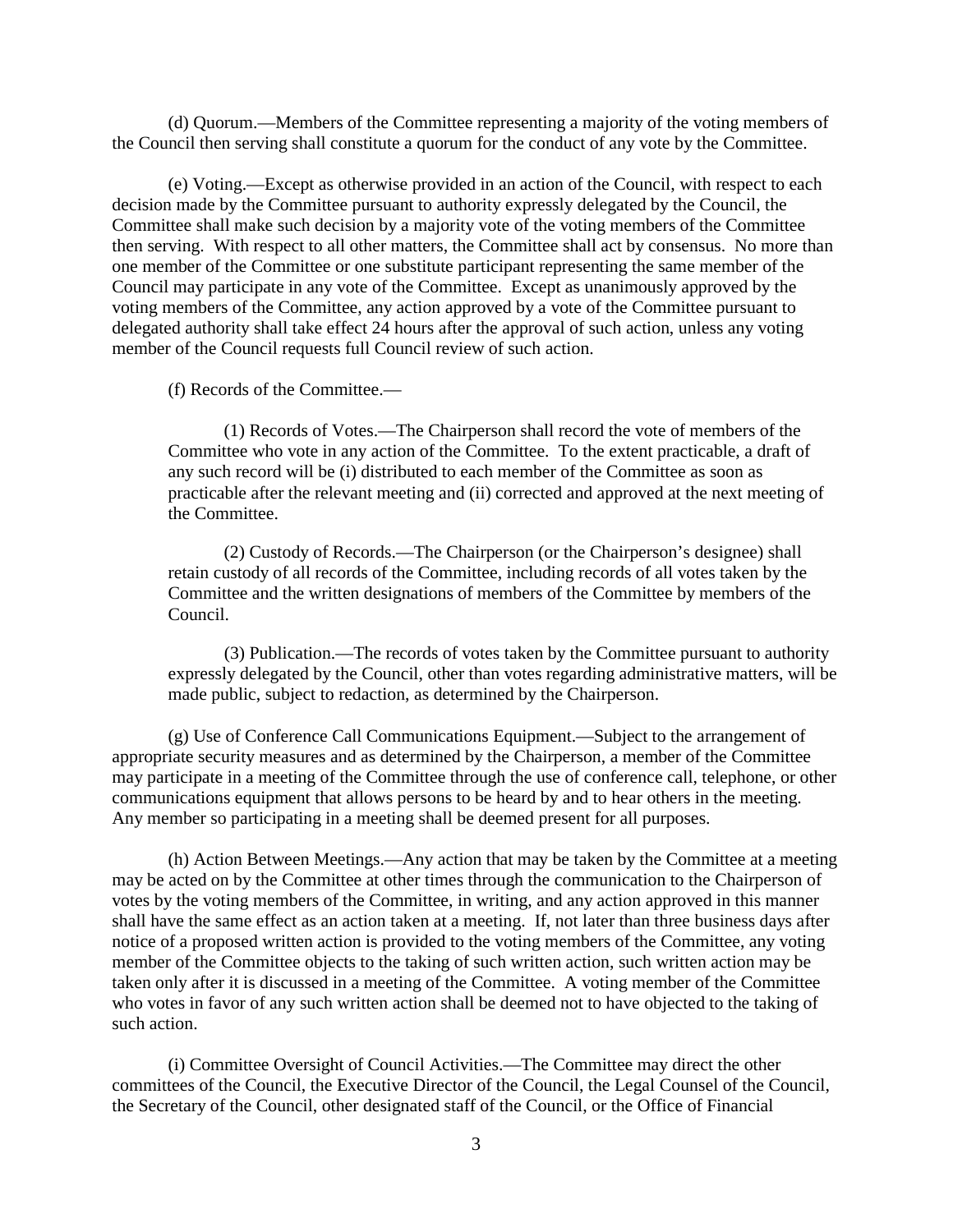(d) Quorum.—Members of the Committee representing a majority of the voting members of the Council then serving shall constitute a quorum for the conduct of any vote by the Committee.

(e) Voting.—Except as otherwise provided in an action of the Council, with respect to each decision made by the Committee pursuant to authority expressly delegated by the Council, the Committee shall make such decision by a majority vote of the voting members of the Committee then serving. With respect to all other matters, the Committee shall act by consensus. No more than one member of the Committee or one substitute participant representing the same member of the Council may participate in any vote of the Committee. Except as unanimously approved by the voting members of the Committee, any action approved by a vote of the Committee pursuant to delegated authority shall take effect 24 hours after the approval of such action, unless any voting member of the Council requests full Council review of such action.

(f) Records of the Committee.—

> (1) Records of Votes.—The Chairperson shall record the vote of members of the Committee who vote in any action of the Committee. To the extent practicable, a draft of any such record will be (i) distributed to each member of the Committee as soon as practicable after the relevant meeting and (ii) corrected and approved at the next meeting of the Committee.
>
> (2) Custody of Records.—The Chairperson (or the Chairperson's designee) shall retain custody of all records of the Committee, including records of all votes taken by the Committee and the written designations of members of the Committee by members of the Council.
>
> (3) Publication.—The records of votes taken by the Committee pursuant to authority expressly delegated by the Council, other than votes regarding administrative matters, will be made public, subject to redaction, as determined by the Chairperson.

(g) Use of Conference Call Communications Equipment.—Subject to the arrangement of appropriate security measures and as determined by the Chairperson, a member of the Committee may participate in a meeting of the Committee through the use of conference call, telephone, or other communications equipment that allows persons to be heard by and to hear others in the meeting. Any member so participating in a meeting shall be deemed present for all purposes.

(h) Action Between Meetings.—Any action that may be taken by the Committee at a meeting may be acted on by the Committee at other times through the communication to the Chairperson of votes by the voting members of the Committee, in writing, and any action approved in this manner shall have the same effect as an action taken at a meeting. If, not later than three business days after notice of a proposed written action is provided to the voting members of the Committee, any voting member of the Committee objects to the taking of such written action, such written action may be taken only after it is discussed in a meeting of the Committee. A voting member of the Committee who votes in favor of any such written action shall be deemed not to have objected to the taking of such action.

(i) Committee Oversight of Council Activities.—The Committee may direct the other committees of the Council, the Executive Director of the Council, the Legal Counsel of the Council, the Secretary of the Council, other designated staff of the Council, or the Office of Financial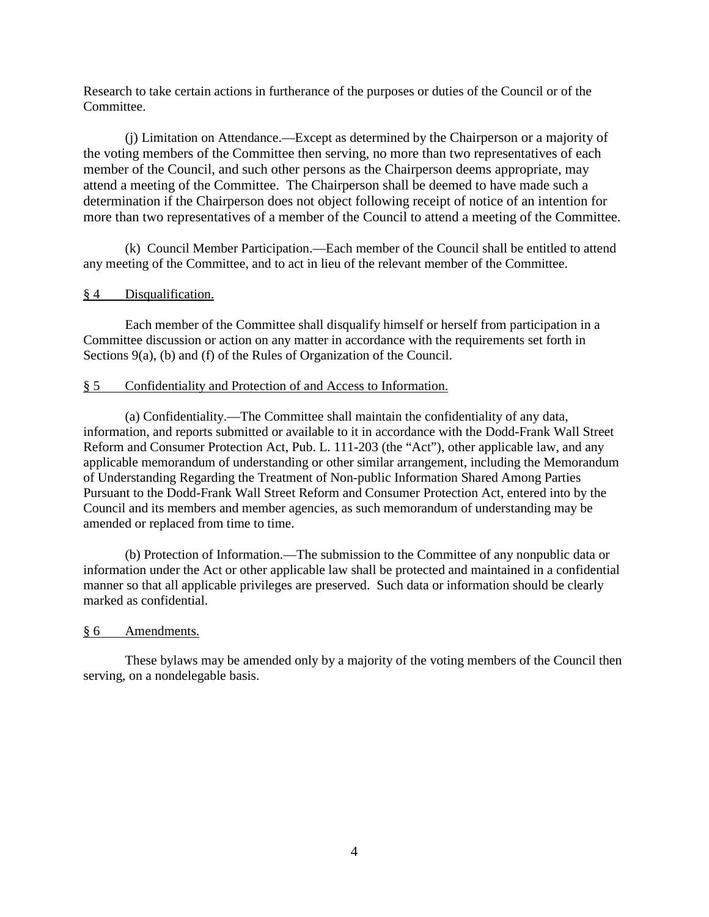Research to take certain actions in furtherance of the purposes or duties of the Council or of the Committee.

(j) Limitation on Attendance.—Except as determined by the Chairperson or a majority of the voting members of the Committee then serving, no more than two representatives of each member of the Council, and such other persons as the Chairperson deems appropriate, may attend a meeting of the Committee. The Chairperson shall be deemed to have made such a determination if the Chairperson does not object following receipt of notice of an intention for more than two representatives of a member of the Council to attend a meeting of the Committee.

(k) Council Member Participation.—Each member of the Council shall be entitled to attend any meeting of the Committee, and to act in lieu of the relevant member of the Committee.

§ 4 Disqualification.

Each member of the Committee shall disqualify himself or herself from participation in a Committee discussion or action on any matter in accordance with the requirements set forth in Sections 9(a), (b) and (f) of the Rules of Organization of the Council.

§ 5 Confidentiality and Protection of and Access to Information.

(a) Confidentiality.—The Committee shall maintain the confidentiality of any data, information, and reports submitted or available to it in accordance with the Dodd-Frank Wall Street Reform and Consumer Protection Act, Pub. L. 111-203 (the "Act"), other applicable law, and any applicable memorandum of understanding or other similar arrangement, including the Memorandum of Understanding Regarding the Treatment of Non-public Information Shared Among Parties Pursuant to the Dodd-Frank Wall Street Reform and Consumer Protection Act, entered into by the Council and its members and member agencies, as such memorandum of understanding may be amended or replaced from time to time.

(b) Protection of Information.—The submission to the Committee of any nonpublic data or information under the Act or other applicable law shall be protected and maintained in a confidential manner so that all applicable privileges are preserved. Such data or information should be clearly marked as confidential.

§ 6 Amendments.

These bylaws may be amended only by a majority of the voting members of the Council then serving, on a nondelegable basis.